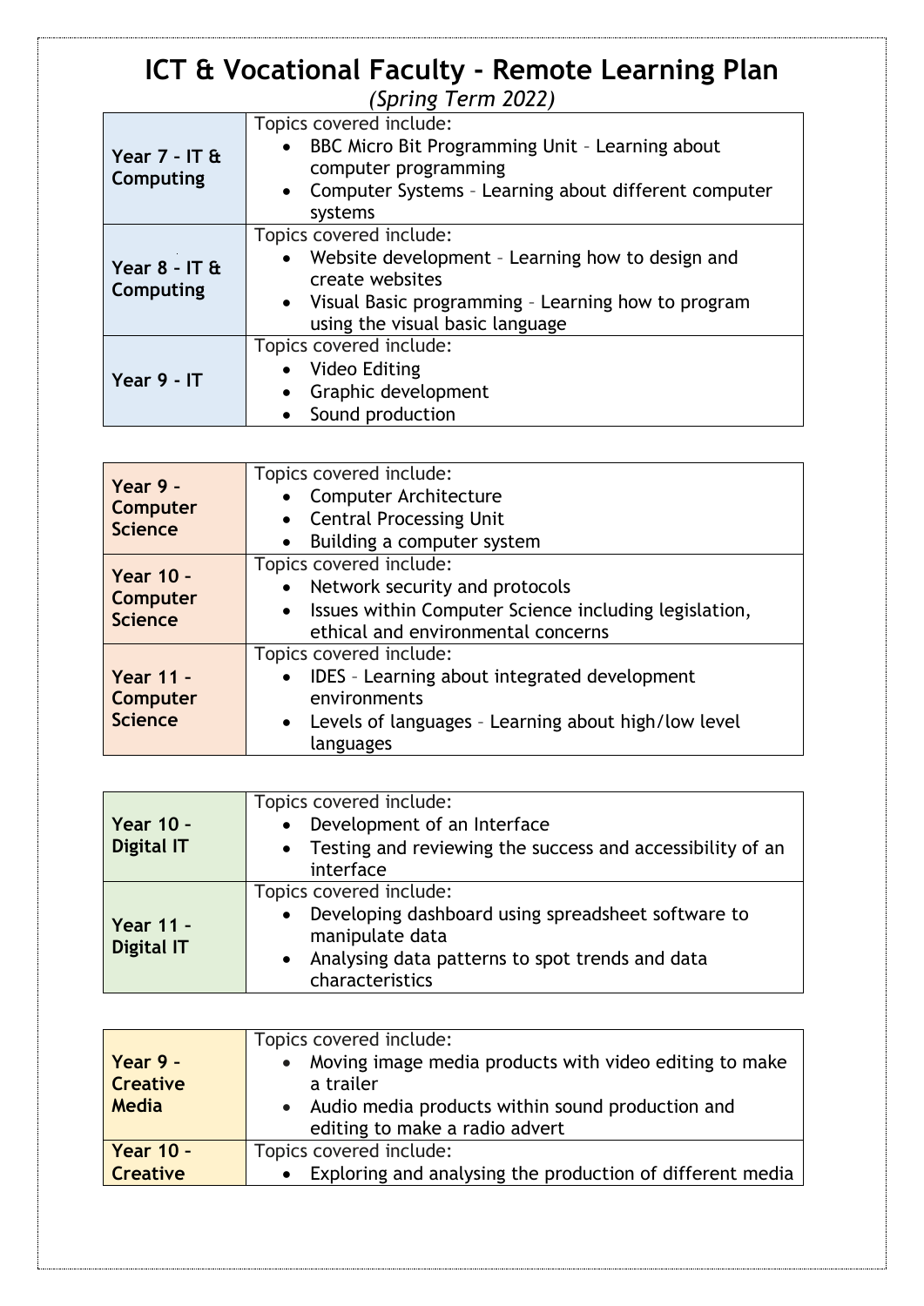# ICT & Vocational Faculty - Remote Learning Plan

*(Spring Term 2022)*

| | |
|---|---|
| **Year 7 – IT & Computing** | Topics covered include:<br>• BBC Micro Bit Programming Unit – Learning about computer programming<br>• Computer Systems – Learning about different computer systems |
| **Year 8 – IT & Computing** | Topics covered include:<br>• Website development – Learning how to design and create websites<br>• Visual Basic programming – Learning how to program using the visual basic language |
| **Year 9 - IT** | Topics covered include:<br>• Video Editing<br>• Graphic development<br>• Sound production |

| | |
|---|---|
| **Year 9 – Computer Science** | Topics covered include:<br>• Computer Architecture<br>• Central Processing Unit<br>• Building a computer system |
| **Year 10 – Computer Science** | Topics covered include:<br>• Network security and protocols<br>• Issues within Computer Science including legislation, ethical and environmental concerns |
| **Year 11 – Computer Science** | Topics covered include:<br>• IDES – Learning about integrated development environments<br>• Levels of languages – Learning about high/low level languages |

| | |
|---|---|
| **Year 10 – Digital IT** | Topics covered include:<br>• Development of an Interface<br>• Testing and reviewing the success and accessibility of an interface |
| **Year 11 – Digital IT** | Topics covered include:<br>• Developing dashboard using spreadsheet software to manipulate data<br>• Analysing data patterns to spot trends and data characteristics |

| | |
|---|---|
| **Year 9 – Creative Media** | Topics covered include:<br>• Moving image media products with video editing to make a trailer<br>• Audio media products within sound production and editing to make a radio advert |
| **Year 10 – Creative** | Topics covered include:<br>• Exploring and analysing the production of different media |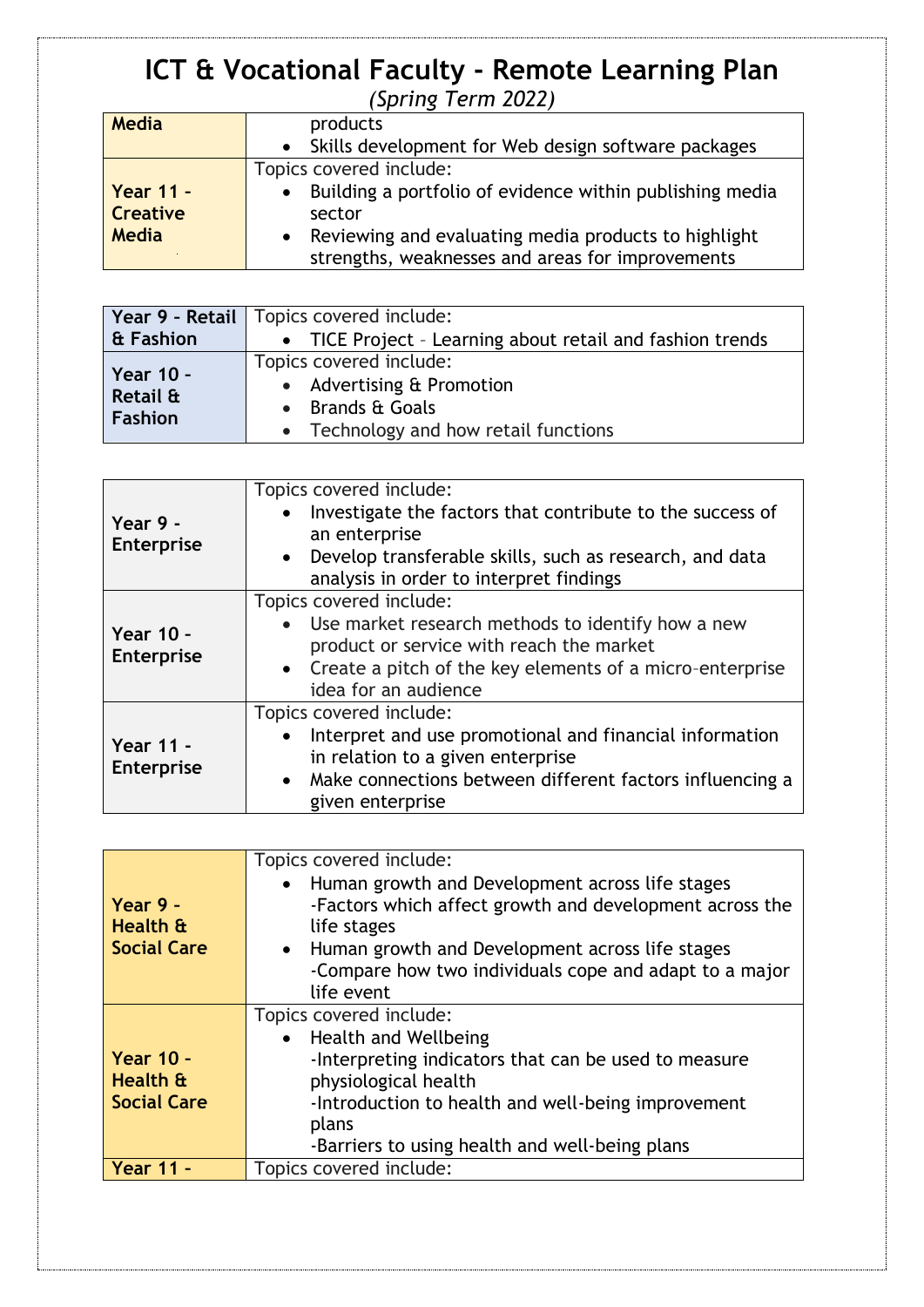# ICT & Vocational Faculty - Remote Learning Plan

*(Spring Term 2022)*

| | |
|---|---|
| **Media** | products<br>• Skills development for Web design software packages |
| **Year 11 - Creative Media** | Topics covered include:<br>• Building a portfolio of evidence within publishing media sector<br>• Reviewing and evaluating media products to highlight strengths, weaknesses and areas for improvements |

| | |
|---|---|
| **Year 9 - Retail & Fashion** | Topics covered include:<br>• TICE Project – Learning about retail and fashion trends |
| **Year 10 - Retail & Fashion** | Topics covered include:<br>• Advertising & Promotion<br>• Brands & Goals<br>• Technology and how retail functions |

| | |
|---|---|
| **Year 9 - Enterprise** | Topics covered include:<br>• Investigate the factors that contribute to the success of an enterprise<br>• Develop transferable skills, such as research, and data analysis in order to interpret findings |
| **Year 10 - Enterprise** | Topics covered include:<br>• Use market research methods to identify how a new product or service with reach the market<br>• Create a pitch of the key elements of a micro-enterprise idea for an audience |
| **Year 11 - Enterprise** | Topics covered include:<br>• Interpret and use promotional and financial information in relation to a given enterprise<br>• Make connections between different factors influencing a given enterprise |

| | |
|---|---|
| **Year 9 - Health & Social Care** | Topics covered include:<br>• Human growth and Development across life stages<br>-Factors which affect growth and development across the life stages<br>• Human growth and Development across life stages<br>-Compare how two individuals cope and adapt to a major life event |
| **Year 10 - Health & Social Care** | Topics covered include:<br>• Health and Wellbeing<br>-Interpreting indicators that can be used to measure physiological health<br>-Introduction to health and well-being improvement plans<br>-Barriers to using health and well-being plans |
| **Year 11 -** | Topics covered include: |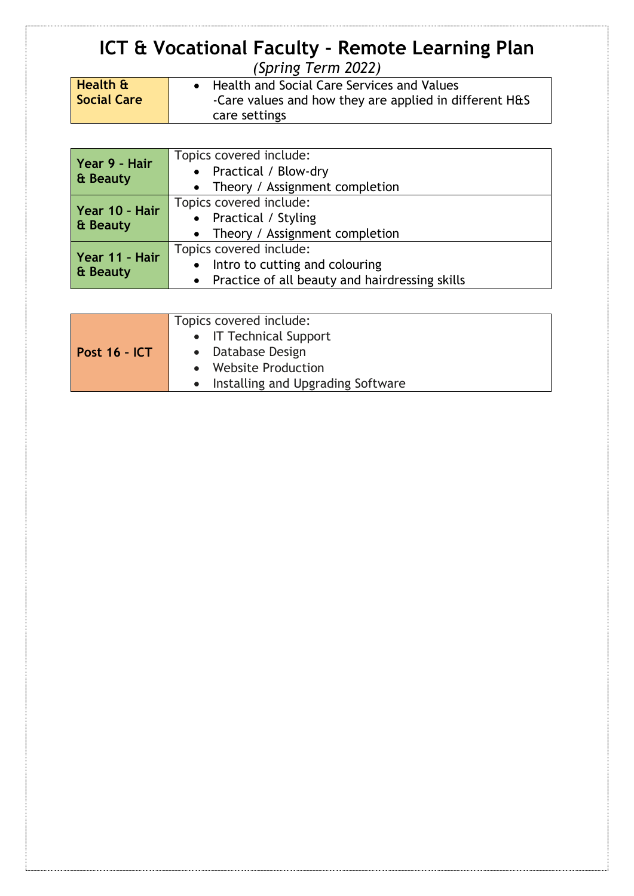# ICT & Vocational Faculty - Remote Learning Plan

*(Spring Term 2022)*

| | |
|---|---|
| **Health & Social Care** | • Health and Social Care Services and Values<br>-Care values and how they are applied in different H&S care settings |

| | |
|---|---|
| **Year 9 – Hair & Beauty** | Topics covered include:<br>• Practical / Blow-dry<br>• Theory / Assignment completion |
| **Year 10 - Hair & Beauty** | Topics covered include:<br>• Practical / Styling<br>• Theory / Assignment completion |
| **Year 11 - Hair & Beauty** | Topics covered include:<br>• Intro to cutting and colouring<br>• Practice of all beauty and hairdressing skills |

| | |
|---|---|
| **Post 16 – ICT** | Topics covered include:<br>• IT Technical Support<br>• Database Design<br>• Website Production<br>• Installing and Upgrading Software |